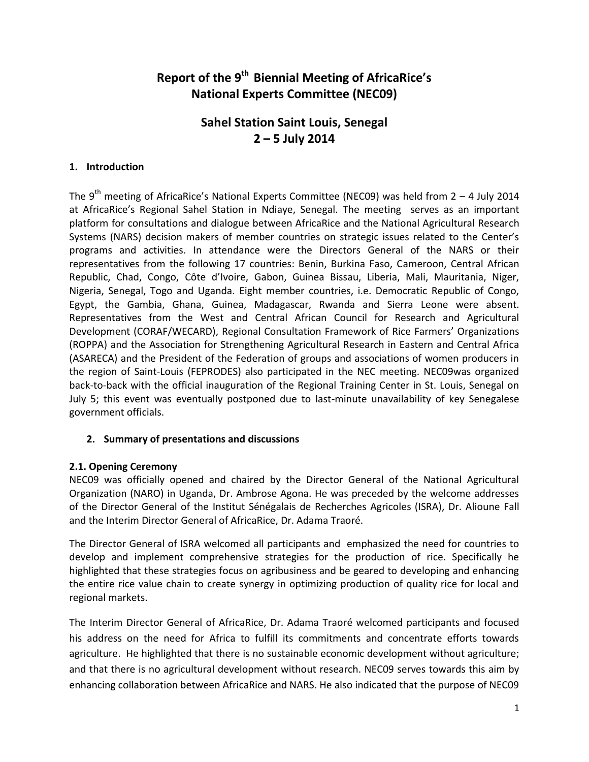# Report of the 9th Biennial Meeting of AfricaRice's National Experts Committee (NEC09)

## Sahel Station Saint Louis, Senegal
## 2 – 5 July 2014

### 1. Introduction

The 9th meeting of AfricaRice's National Experts Committee (NEC09) was held from 2 – 4 July 2014 at AfricaRice's Regional Sahel Station in Ndiaye, Senegal. The meeting serves as an important platform for consultations and dialogue between AfricaRice and the National Agricultural Research Systems (NARS) decision makers of member countries on strategic issues related to the Center's programs and activities. In attendance were the Directors General of the NARS or their representatives from the following 17 countries: Benin, Burkina Faso, Cameroon, Central African Republic, Chad, Congo, Côte d'Ivoire, Gabon, Guinea Bissau, Liberia, Mali, Mauritania, Niger, Nigeria, Senegal, Togo and Uganda. Eight member countries, i.e. Democratic Republic of Congo, Egypt, the Gambia, Ghana, Guinea, Madagascar, Rwanda and Sierra Leone were absent. Representatives from the West and Central African Council for Research and Agricultural Development (CORAF/WECARD), Regional Consultation Framework of Rice Farmers' Organizations (ROPPA) and the Association for Strengthening Agricultural Research in Eastern and Central Africa (ASARECA) and the President of the Federation of groups and associations of women producers in the region of Saint-Louis (FEPRODES) also participated in the NEC meeting. NEC09was organized back-to-back with the official inauguration of the Regional Training Center in St. Louis, Senegal on July 5; this event was eventually postponed due to last-minute unavailability of key Senegalese government officials.

### 2. Summary of presentations and discussions

#### 2.1. Opening Ceremony

NEC09 was officially opened and chaired by the Director General of the National Agricultural Organization (NARO) in Uganda, Dr. Ambrose Agona. He was preceded by the welcome addresses of the Director General of the Institut Sénégalais de Recherches Agricoles (ISRA), Dr. Alioune Fall and the Interim Director General of AfricaRice, Dr. Adama Traoré.

The Director General of ISRA welcomed all participants and emphasized the need for countries to develop and implement comprehensive strategies for the production of rice. Specifically he highlighted that these strategies focus on agribusiness and be geared to developing and enhancing the entire rice value chain to create synergy in optimizing production of quality rice for local and regional markets.

The Interim Director General of AfricaRice, Dr. Adama Traoré welcomed participants and focused his address on the need for Africa to fulfill its commitments and concentrate efforts towards agriculture. He highlighted that there is no sustainable economic development without agriculture; and that there is no agricultural development without research. NEC09 serves towards this aim by enhancing collaboration between AfricaRice and NARS. He also indicated that the purpose of NEC09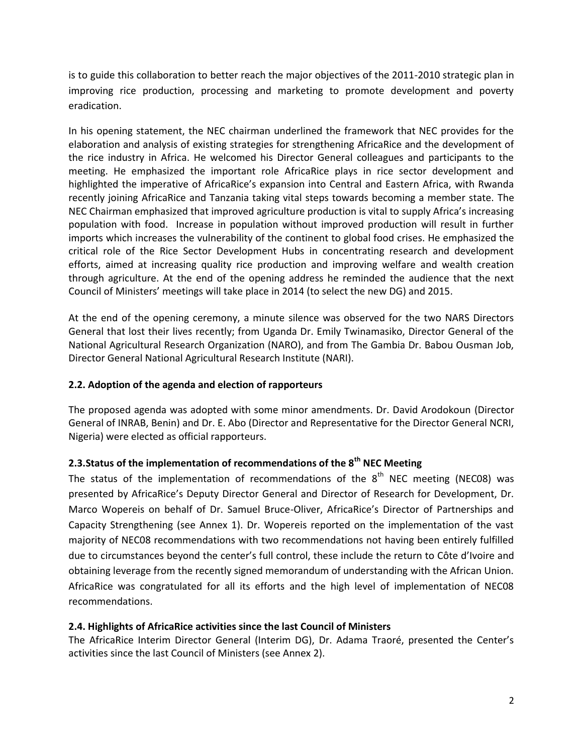is to guide this collaboration to better reach the major objectives of the 2011-2010 strategic plan in improving rice production, processing and marketing to promote development and poverty eradication.

In his opening statement, the NEC chairman underlined the framework that NEC provides for the elaboration and analysis of existing strategies for strengthening AfricaRice and the development of the rice industry in Africa. He welcomed his Director General colleagues and participants to the meeting. He emphasized the important role AfricaRice plays in rice sector development and highlighted the imperative of AfricaRice's expansion into Central and Eastern Africa, with Rwanda recently joining AfricaRice and Tanzania taking vital steps towards becoming a member state. The NEC Chairman emphasized that improved agriculture production is vital to supply Africa's increasing population with food. Increase in population without improved production will result in further imports which increases the vulnerability of the continent to global food crises. He emphasized the critical role of the Rice Sector Development Hubs in concentrating research and development efforts, aimed at increasing quality rice production and improving welfare and wealth creation through agriculture. At the end of the opening address he reminded the audience that the next Council of Ministers' meetings will take place in 2014 (to select the new DG) and 2015.

At the end of the opening ceremony, a minute silence was observed for the two NARS Directors General that lost their lives recently; from Uganda Dr. Emily Twinamasiko, Director General of the National Agricultural Research Organization (NARO), and from The Gambia Dr. Babou Ousman Job, Director General National Agricultural Research Institute (NARI).

### 2.2. Adoption of the agenda and election of rapporteurs

The proposed agenda was adopted with some minor amendments. Dr. David Arodokoun (Director General of INRAB, Benin) and Dr. E. Abo (Director and Representative for the Director General NCRI, Nigeria) were elected as official rapporteurs.

### 2.3. Status of the implementation of recommendations of the 8th NEC Meeting

The status of the implementation of recommendations of the 8th NEC meeting (NEC08) was presented by AfricaRice's Deputy Director General and Director of Research for Development, Dr. Marco Wopereis on behalf of Dr. Samuel Bruce-Oliver, AfricaRice's Director of Partnerships and Capacity Strengthening (see Annex 1). Dr. Wopereis reported on the implementation of the vast majority of NEC08 recommendations with two recommendations not having been entirely fulfilled due to circumstances beyond the center's full control, these include the return to Côte d'Ivoire and obtaining leverage from the recently signed memorandum of understanding with the African Union. AfricaRice was congratulated for all its efforts and the high level of implementation of NEC08 recommendations.

### 2.4. Highlights of AfricaRice activities since the last Council of Ministers

The AfricaRice Interim Director General (Interim DG), Dr. Adama Traoré, presented the Center's activities since the last Council of Ministers (see Annex 2).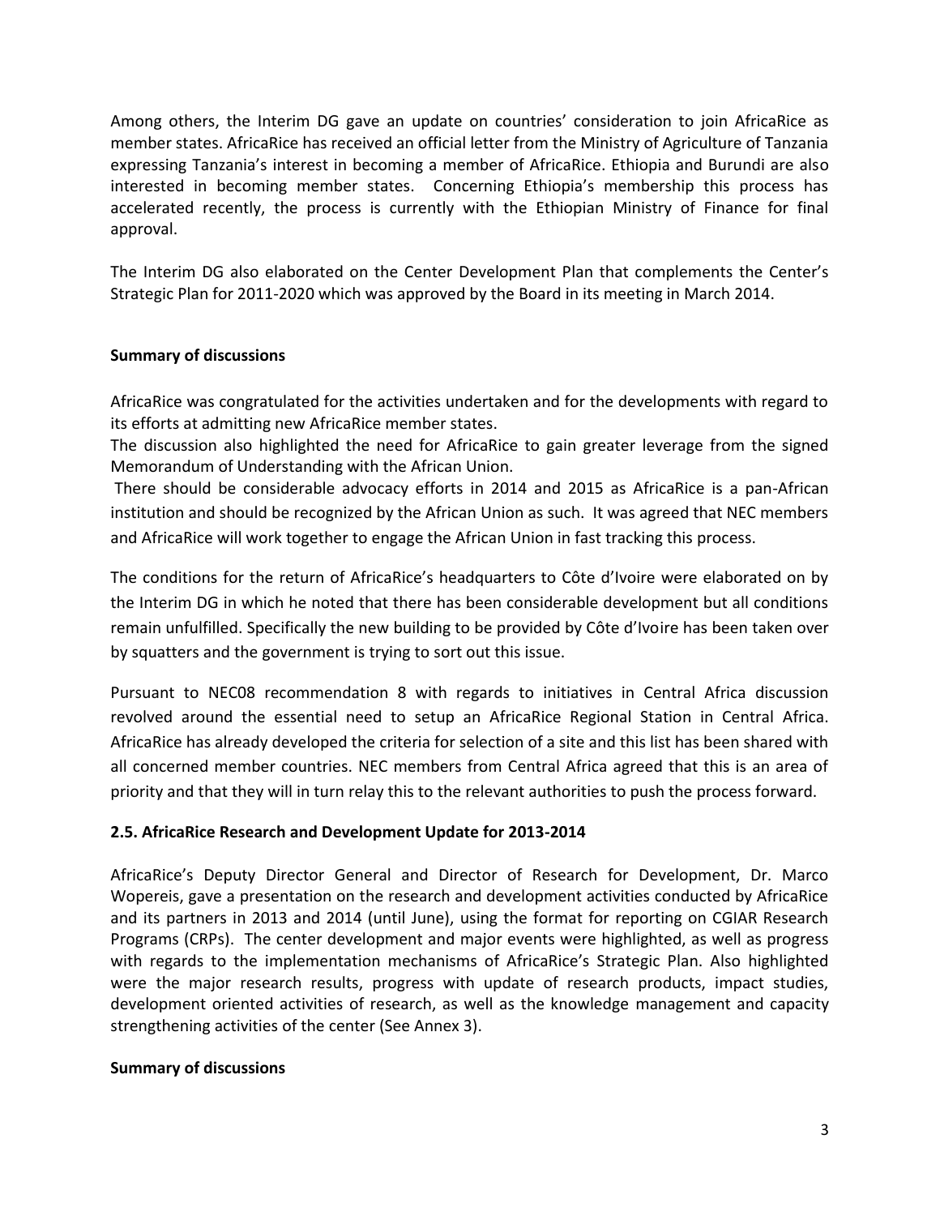Among others, the Interim DG gave an update on countries' consideration to join AfricaRice as member states. AfricaRice has received an official letter from the Ministry of Agriculture of Tanzania expressing Tanzania's interest in becoming a member of AfricaRice. Ethiopia and Burundi are also interested in becoming member states. Concerning Ethiopia's membership this process has accelerated recently, the process is currently with the Ethiopian Ministry of Finance for final approval.

The Interim DG also elaborated on the Center Development Plan that complements the Center's Strategic Plan for 2011-2020 which was approved by the Board in its meeting in March 2014.

**Summary of discussions**

AfricaRice was congratulated for the activities undertaken and for the developments with regard to its efforts at admitting new AfricaRice member states.

The discussion also highlighted the need for AfricaRice to gain greater leverage from the signed Memorandum of Understanding with the African Union.

There should be considerable advocacy efforts in 2014 and 2015 as AfricaRice is a pan-African institution and should be recognized by the African Union as such. It was agreed that NEC members and AfricaRice will work together to engage the African Union in fast tracking this process.

The conditions for the return of AfricaRice's headquarters to Côte d'Ivoire were elaborated on by the Interim DG in which he noted that there has been considerable development but all conditions remain unfulfilled. Specifically the new building to be provided by Côte d'Ivoire has been taken over by squatters and the government is trying to sort out this issue.

Pursuant to NEC08 recommendation 8 with regards to initiatives in Central Africa discussion revolved around the essential need to setup an AfricaRice Regional Station in Central Africa. AfricaRice has already developed the criteria for selection of a site and this list has been shared with all concerned member countries. NEC members from Central Africa agreed that this is an area of priority and that they will in turn relay this to the relevant authorities to push the process forward.

**2.5. AfricaRice Research and Development Update for 2013-2014**

AfricaRice's Deputy Director General and Director of Research for Development, Dr. Marco Wopereis, gave a presentation on the research and development activities conducted by AfricaRice and its partners in 2013 and 2014 (until June), using the format for reporting on CGIAR Research Programs (CRPs). The center development and major events were highlighted, as well as progress with regards to the implementation mechanisms of AfricaRice's Strategic Plan. Also highlighted were the major research results, progress with update of research products, impact studies, development oriented activities of research, as well as the knowledge management and capacity strengthening activities of the center (See Annex 3).

**Summary of discussions**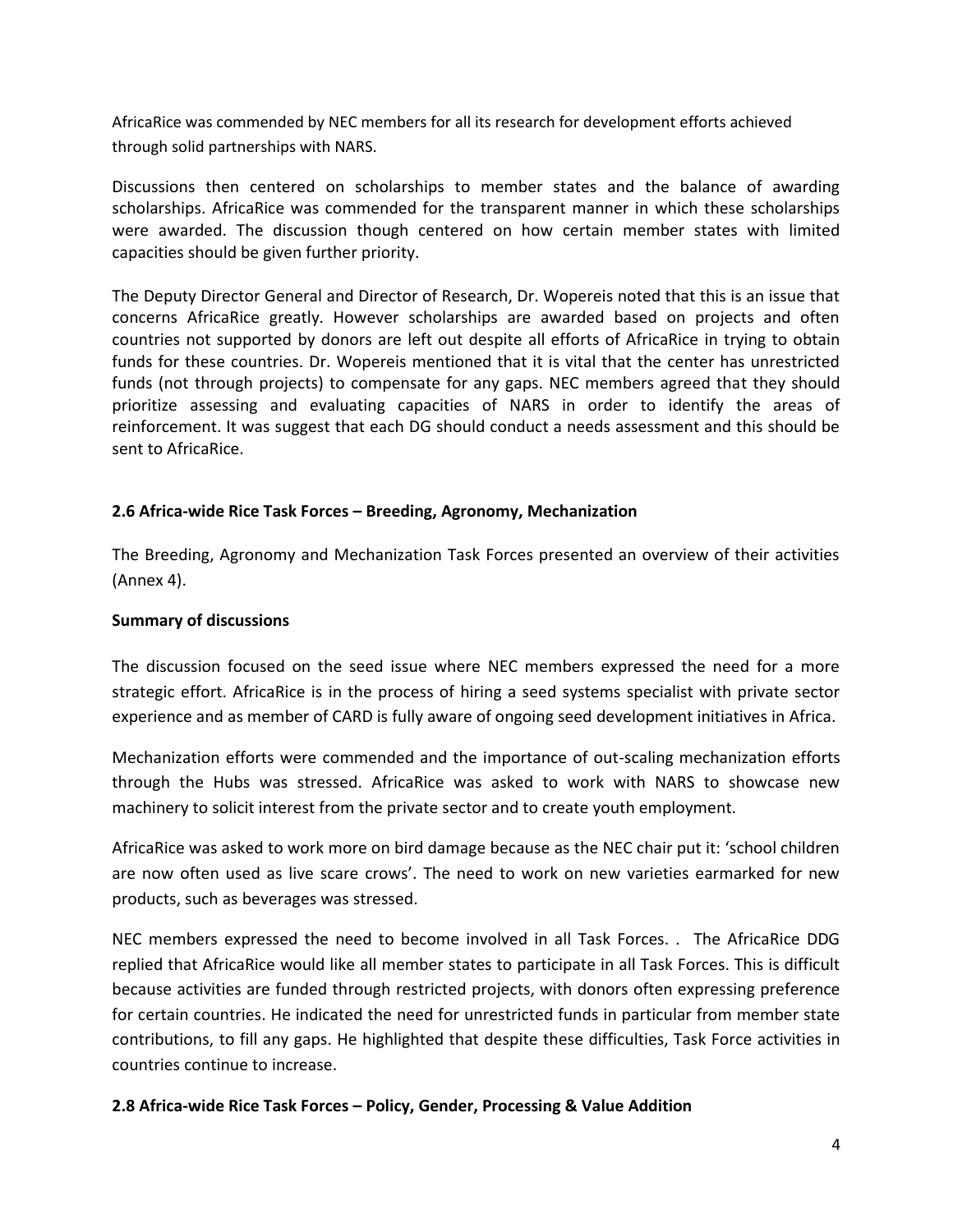AfricaRice was commended by NEC members for all its research for development efforts achieved through solid partnerships with NARS.

Discussions then centered on scholarships to member states and the balance of awarding scholarships. AfricaRice was commended for the transparent manner in which these scholarships were awarded. The discussion though centered on how certain member states with limited capacities should be given further priority.

The Deputy Director General and Director of Research, Dr. Wopereis noted that this is an issue that concerns AfricaRice greatly. However scholarships are awarded based on projects and often countries not supported by donors are left out despite all efforts of AfricaRice in trying to obtain funds for these countries. Dr. Wopereis mentioned that it is vital that the center has unrestricted funds (not through projects) to compensate for any gaps. NEC members agreed that they should prioritize assessing and evaluating capacities of NARS in order to identify the areas of reinforcement. It was suggest that each DG should conduct a needs assessment and this should be sent to AfricaRice.

### 2.6 Africa-wide Rice Task Forces – Breeding, Agronomy, Mechanization

The Breeding, Agronomy and Mechanization Task Forces presented an overview of their activities (Annex 4).

**Summary of discussions**

The discussion focused on the seed issue where NEC members expressed the need for a more strategic effort. AfricaRice is in the process of hiring a seed systems specialist with private sector experience and as member of CARD is fully aware of ongoing seed development initiatives in Africa.

Mechanization efforts were commended and the importance of out-scaling mechanization efforts through the Hubs was stressed. AfricaRice was asked to work with NARS to showcase new machinery to solicit interest from the private sector and to create youth employment.

AfricaRice was asked to work more on bird damage because as the NEC chair put it: 'school children are now often used as live scare crows'. The need to work on new varieties earmarked for new products, such as beverages was stressed.

NEC members expressed the need to become involved in all Task Forces. . The AfricaRice DDG replied that AfricaRice would like all member states to participate in all Task Forces. This is difficult because activities are funded through restricted projects, with donors often expressing preference for certain countries. He indicated the need for unrestricted funds in particular from member state contributions, to fill any gaps. He highlighted that despite these difficulties, Task Force activities in countries continue to increase.

### 2.8 Africa-wide Rice Task Forces – Policy, Gender, Processing & Value Addition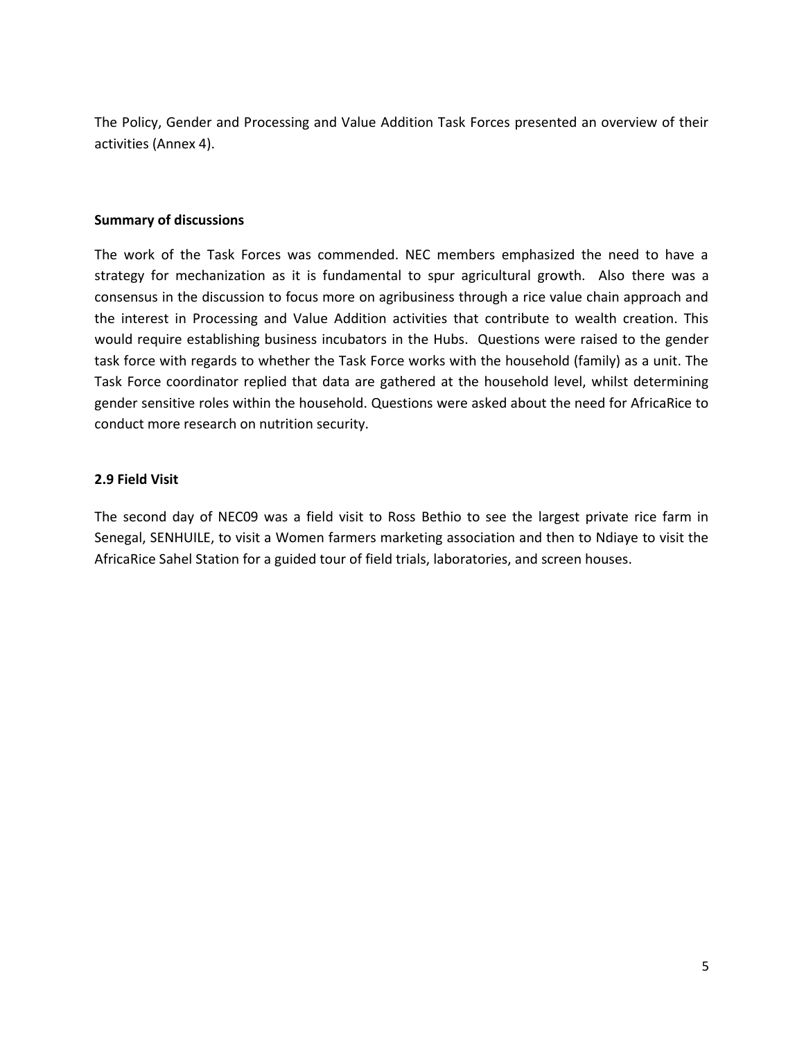The Policy, Gender and Processing and Value Addition Task Forces presented an overview of their activities (Annex 4).

**Summary of discussions**

The work of the Task Forces was commended. NEC members emphasized the need to have a strategy for mechanization as it is fundamental to spur agricultural growth. Also there was a consensus in the discussion to focus more on agribusiness through a rice value chain approach and the interest in Processing and Value Addition activities that contribute to wealth creation. This would require establishing business incubators in the Hubs. Questions were raised to the gender task force with regards to whether the Task Force works with the household (family) as a unit. The Task Force coordinator replied that data are gathered at the household level, whilst determining gender sensitive roles within the household. Questions were asked about the need for AfricaRice to conduct more research on nutrition security.

**2.9 Field Visit**

The second day of NEC09 was a field visit to Ross Bethio to see the largest private rice farm in Senegal, SENHUILE, to visit a Women farmers marketing association and then to Ndiaye to visit the AfricaRice Sahel Station for a guided tour of field trials, laboratories, and screen houses.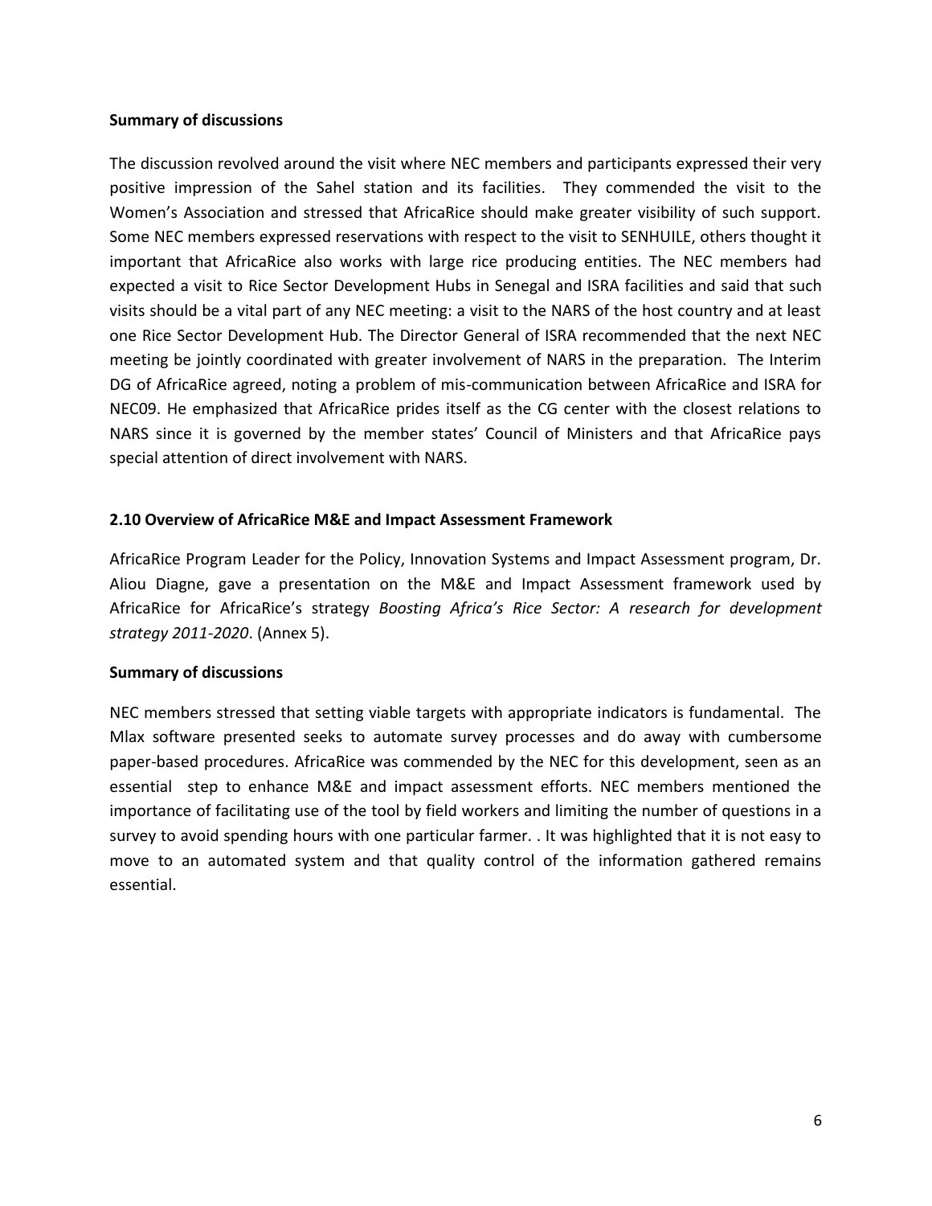**Summary of discussions**

The discussion revolved around the visit where NEC members and participants expressed their very positive impression of the Sahel station and its facilities. They commended the visit to the Women's Association and stressed that AfricaRice should make greater visibility of such support. Some NEC members expressed reservations with respect to the visit to SENHUILE, others thought it important that AfricaRice also works with large rice producing entities. The NEC members had expected a visit to Rice Sector Development Hubs in Senegal and ISRA facilities and said that such visits should be a vital part of any NEC meeting: a visit to the NARS of the host country and at least one Rice Sector Development Hub. The Director General of ISRA recommended that the next NEC meeting be jointly coordinated with greater involvement of NARS in the preparation. The Interim DG of AfricaRice agreed, noting a problem of mis-communication between AfricaRice and ISRA for NEC09. He emphasized that AfricaRice prides itself as the CG center with the closest relations to NARS since it is governed by the member states' Council of Ministers and that AfricaRice pays special attention of direct involvement with NARS.

## 2.10 Overview of AfricaRice M&E and Impact Assessment Framework

AfricaRice Program Leader for the Policy, Innovation Systems and Impact Assessment program, Dr. Aliou Diagne, gave a presentation on the M&E and Impact Assessment framework used by AfricaRice for AfricaRice's strategy *Boosting Africa's Rice Sector: A research for development strategy 2011-2020*. (Annex 5).

**Summary of discussions**

NEC members stressed that setting viable targets with appropriate indicators is fundamental. The Mlax software presented seeks to automate survey processes and do away with cumbersome paper-based procedures. AfricaRice was commended by the NEC for this development, seen as an essential step to enhance M&E and impact assessment efforts. NEC members mentioned the importance of facilitating use of the tool by field workers and limiting the number of questions in a survey to avoid spending hours with one particular farmer. . It was highlighted that it is not easy to move to an automated system and that quality control of the information gathered remains essential.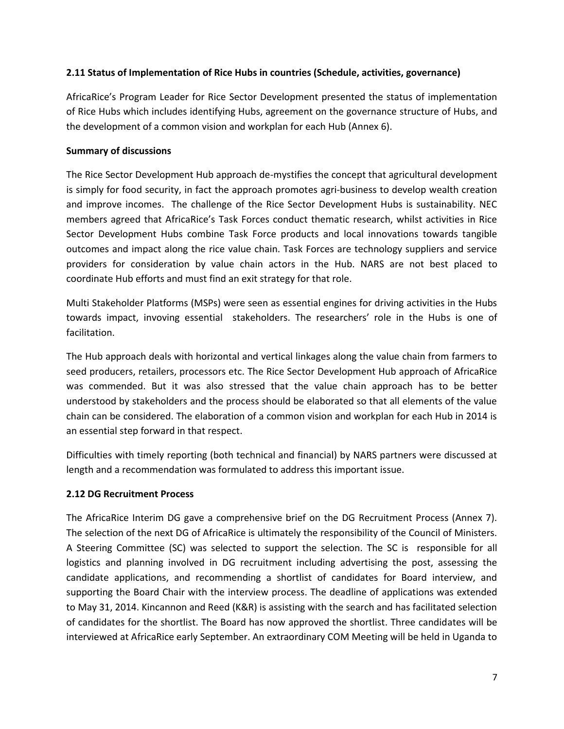### 2.11 Status of Implementation of Rice Hubs in countries (Schedule, activities, governance)

AfricaRice's Program Leader for Rice Sector Development presented the status of implementation of Rice Hubs which includes identifying Hubs, agreement on the governance structure of Hubs, and the development of a common vision and workplan for each Hub (Annex 6).

**Summary of discussions**

The Rice Sector Development Hub approach de-mystifies the concept that agricultural development is simply for food security, in fact the approach promotes agri-business to develop wealth creation and improve incomes. The challenge of the Rice Sector Development Hubs is sustainability. NEC members agreed that AfricaRice's Task Forces conduct thematic research, whilst activities in Rice Sector Development Hubs combine Task Force products and local innovations towards tangible outcomes and impact along the rice value chain. Task Forces are technology suppliers and service providers for consideration by value chain actors in the Hub. NARS are not best placed to coordinate Hub efforts and must find an exit strategy for that role.

Multi Stakeholder Platforms (MSPs) were seen as essential engines for driving activities in the Hubs towards impact, invoving essential stakeholders. The researchers' role in the Hubs is one of facilitation.

The Hub approach deals with horizontal and vertical linkages along the value chain from farmers to seed producers, retailers, processors etc. The Rice Sector Development Hub approach of AfricaRice was commended. But it was also stressed that the value chain approach has to be better understood by stakeholders and the process should be elaborated so that all elements of the value chain can be considered. The elaboration of a common vision and workplan for each Hub in 2014 is an essential step forward in that respect.

Difficulties with timely reporting (both technical and financial) by NARS partners were discussed at length and a recommendation was formulated to address this important issue.

### 2.12 DG Recruitment Process

The AfricaRice Interim DG gave a comprehensive brief on the DG Recruitment Process (Annex 7). The selection of the next DG of AfricaRice is ultimately the responsibility of the Council of Ministers. A Steering Committee (SC) was selected to support the selection. The SC is responsible for all logistics and planning involved in DG recruitment including advertising the post, assessing the candidate applications, and recommending a shortlist of candidates for Board interview, and supporting the Board Chair with the interview process. The deadline of applications was extended to May 31, 2014. Kincannon and Reed (K&R) is assisting with the search and has facilitated selection of candidates for the shortlist. The Board has now approved the shortlist. Three candidates will be interviewed at AfricaRice early September. An extraordinary COM Meeting will be held in Uganda to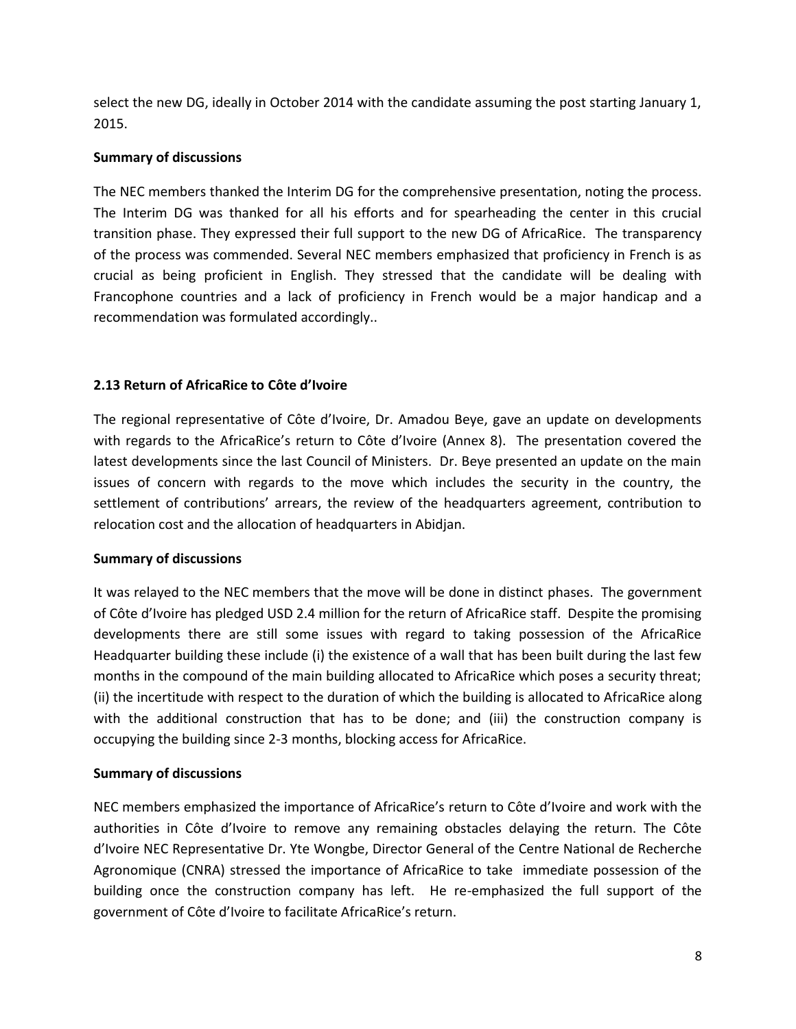select the new DG, ideally in October 2014 with the candidate assuming the post starting January 1, 2015.

**Summary of discussions**

The NEC members thanked the Interim DG for the comprehensive presentation, noting the process. The Interim DG was thanked for all his efforts and for spearheading the center in this crucial transition phase. They expressed their full support to the new DG of AfricaRice. The transparency of the process was commended. Several NEC members emphasized that proficiency in French is as crucial as being proficient in English. They stressed that the candidate will be dealing with Francophone countries and a lack of proficiency in French would be a major handicap and a recommendation was formulated accordingly..

**2.13 Return of AfricaRice to Côte d'Ivoire**

The regional representative of Côte d'Ivoire, Dr. Amadou Beye, gave an update on developments with regards to the AfricaRice's return to Côte d'Ivoire (Annex 8). The presentation covered the latest developments since the last Council of Ministers. Dr. Beye presented an update on the main issues of concern with regards to the move which includes the security in the country, the settlement of contributions' arrears, the review of the headquarters agreement, contribution to relocation cost and the allocation of headquarters in Abidjan.

**Summary of discussions**

It was relayed to the NEC members that the move will be done in distinct phases. The government of Côte d'Ivoire has pledged USD 2.4 million for the return of AfricaRice staff. Despite the promising developments there are still some issues with regard to taking possession of the AfricaRice Headquarter building these include (i) the existence of a wall that has been built during the last few months in the compound of the main building allocated to AfricaRice which poses a security threat; (ii) the incertitude with respect to the duration of which the building is allocated to AfricaRice along with the additional construction that has to be done; and (iii) the construction company is occupying the building since 2-3 months, blocking access for AfricaRice.

**Summary of discussions**

NEC members emphasized the importance of AfricaRice's return to Côte d'Ivoire and work with the authorities in Côte d'Ivoire to remove any remaining obstacles delaying the return. The Côte d'Ivoire NEC Representative Dr. Yte Wongbe, Director General of the Centre National de Recherche Agronomique (CNRA) stressed the importance of AfricaRice to take immediate possession of the building once the construction company has left. He re-emphasized the full support of the government of Côte d'Ivoire to facilitate AfricaRice's return.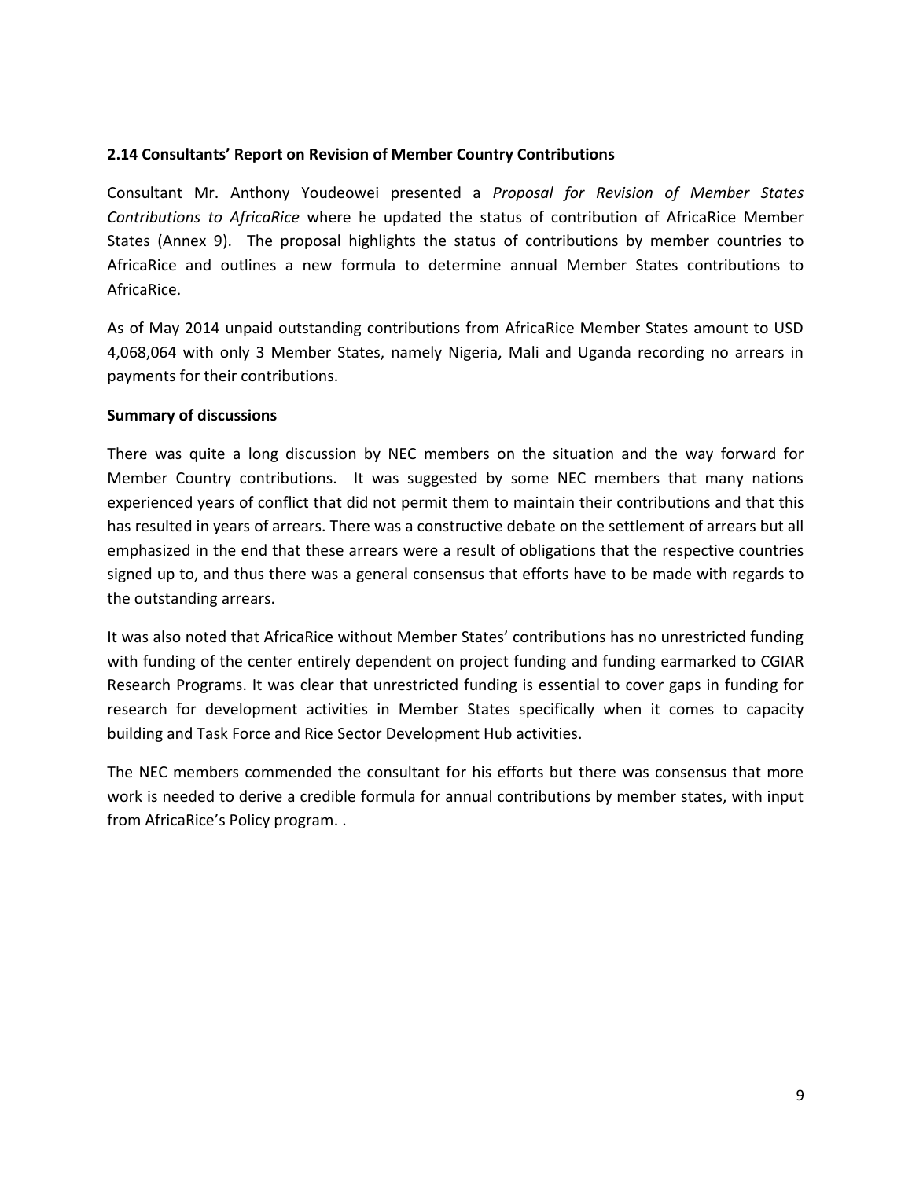### 2.14 Consultants' Report on Revision of Member Country Contributions

Consultant Mr. Anthony Youdeowei presented a *Proposal for Revision of Member States Contributions to AfricaRice* where he updated the status of contribution of AfricaRice Member States (Annex 9). The proposal highlights the status of contributions by member countries to AfricaRice and outlines a new formula to determine annual Member States contributions to AfricaRice.

As of May 2014 unpaid outstanding contributions from AfricaRice Member States amount to USD 4,068,064 with only 3 Member States, namely Nigeria, Mali and Uganda recording no arrears in payments for their contributions.

**Summary of discussions**

There was quite a long discussion by NEC members on the situation and the way forward for Member Country contributions. It was suggested by some NEC members that many nations experienced years of conflict that did not permit them to maintain their contributions and that this has resulted in years of arrears. There was a constructive debate on the settlement of arrears but all emphasized in the end that these arrears were a result of obligations that the respective countries signed up to, and thus there was a general consensus that efforts have to be made with regards to the outstanding arrears.

It was also noted that AfricaRice without Member States' contributions has no unrestricted funding with funding of the center entirely dependent on project funding and funding earmarked to CGIAR Research Programs. It was clear that unrestricted funding is essential to cover gaps in funding for research for development activities in Member States specifically when it comes to capacity building and Task Force and Rice Sector Development Hub activities.

The NEC members commended the consultant for his efforts but there was consensus that more work is needed to derive a credible formula for annual contributions by member states, with input from AfricaRice's Policy program. .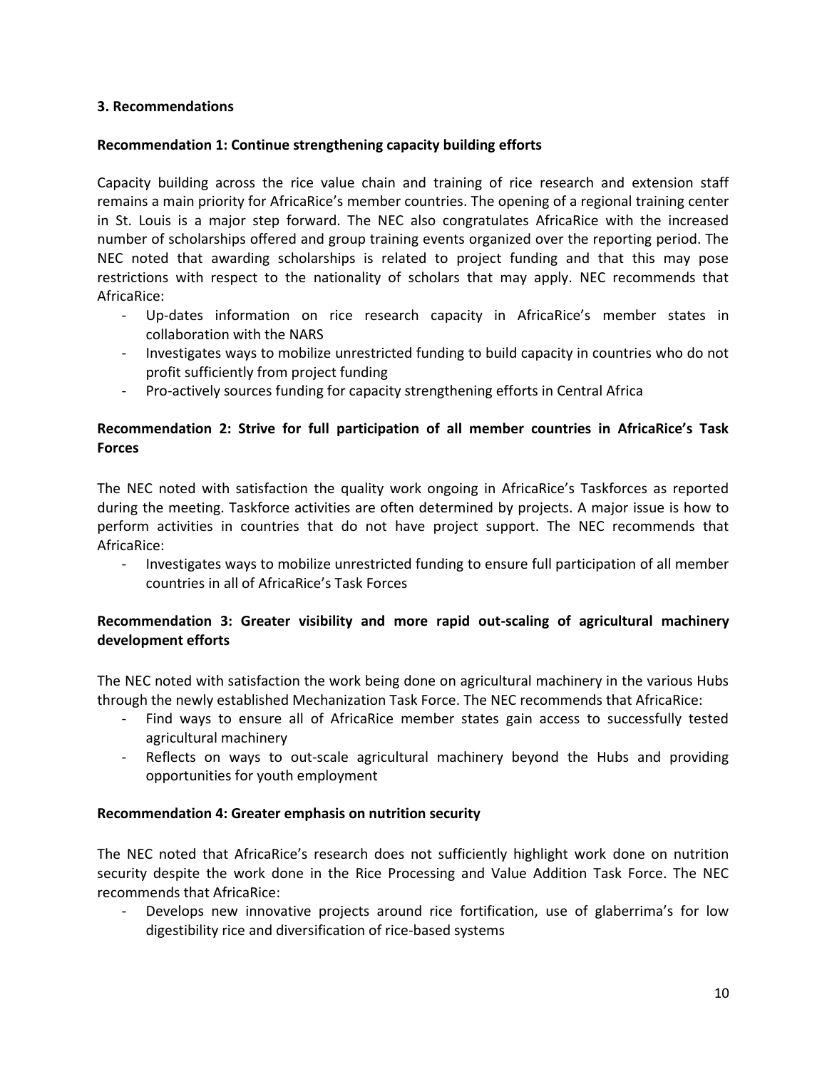### 3. Recommendations

**Recommendation 1: Continue strengthening capacity building efforts**

Capacity building across the rice value chain and training of rice research and extension staff remains a main priority for AfricaRice's member countries. The opening of a regional training center in St. Louis is a major step forward. The NEC also congratulates AfricaRice with the increased number of scholarships offered and group training events organized over the reporting period. The NEC noted that awarding scholarships is related to project funding and that this may pose restrictions with respect to the nationality of scholars that may apply. NEC recommends that AfricaRice:

- Up-dates information on rice research capacity in AfricaRice's member states in collaboration with the NARS
- Investigates ways to mobilize unrestricted funding to build capacity in countries who do not profit sufficiently from project funding
- Pro-actively sources funding for capacity strengthening efforts in Central Africa

**Recommendation 2: Strive for full participation of all member countries in AfricaRice's Task Forces**

The NEC noted with satisfaction the quality work ongoing in AfricaRice's Taskforces as reported during the meeting. Taskforce activities are often determined by projects. A major issue is how to perform activities in countries that do not have project support. The NEC recommends that AfricaRice:

- Investigates ways to mobilize unrestricted funding to ensure full participation of all member countries in all of AfricaRice's Task Forces

**Recommendation 3: Greater visibility and more rapid out-scaling of agricultural machinery development efforts**

The NEC noted with satisfaction the work being done on agricultural machinery in the various Hubs through the newly established Mechanization Task Force. The NEC recommends that AfricaRice:

- Find ways to ensure all of AfricaRice member states gain access to successfully tested agricultural machinery
- Reflects on ways to out-scale agricultural machinery beyond the Hubs and providing opportunities for youth employment

**Recommendation 4: Greater emphasis on nutrition security**

The NEC noted that AfricaRice's research does not sufficiently highlight work done on nutrition security despite the work done in the Rice Processing and Value Addition Task Force. The NEC recommends that AfricaRice:

- Develops new innovative projects around rice fortification, use of glaberrima's for low digestibility rice and diversification of rice-based systems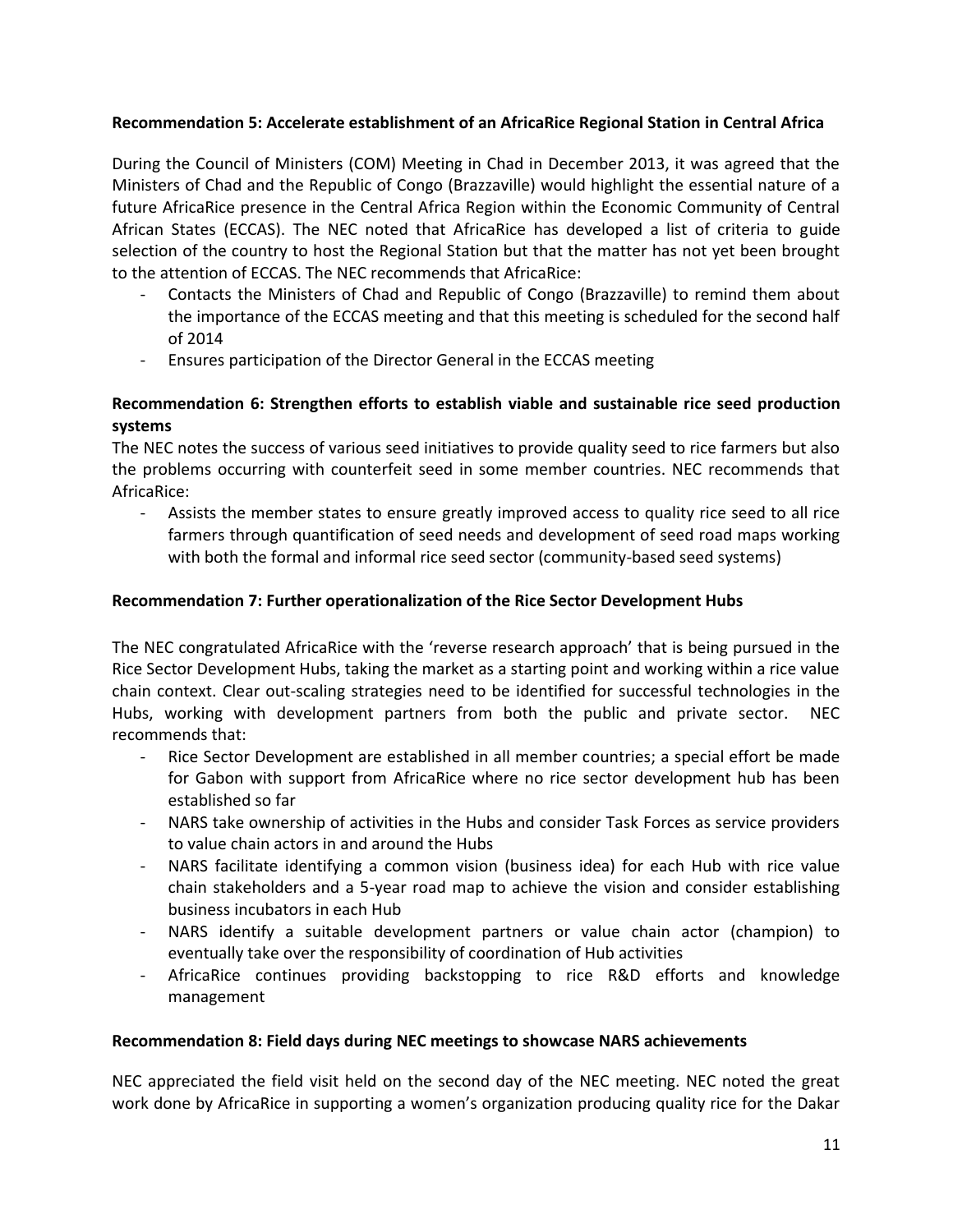**Recommendation 5: Accelerate establishment of an AfricaRice Regional Station in Central Africa**

During the Council of Ministers (COM) Meeting in Chad in December 2013, it was agreed that the Ministers of Chad and the Republic of Congo (Brazzaville) would highlight the essential nature of a future AfricaRice presence in the Central Africa Region within the Economic Community of Central African States (ECCAS). The NEC noted that AfricaRice has developed a list of criteria to guide selection of the country to host the Regional Station but that the matter has not yet been brought to the attention of ECCAS. The NEC recommends that AfricaRice:

- Contacts the Ministers of Chad and Republic of Congo (Brazzaville) to remind them about the importance of the ECCAS meeting and that this meeting is scheduled for the second half of 2014
- Ensures participation of the Director General in the ECCAS meeting

**Recommendation 6: Strengthen efforts to establish viable and sustainable rice seed production systems**

The NEC notes the success of various seed initiatives to provide quality seed to rice farmers but also the problems occurring with counterfeit seed in some member countries. NEC recommends that AfricaRice:

- Assists the member states to ensure greatly improved access to quality rice seed to all rice farmers through quantification of seed needs and development of seed road maps working with both the formal and informal rice seed sector (community-based seed systems)

**Recommendation 7: Further operationalization of the Rice Sector Development Hubs**

The NEC congratulated AfricaRice with the 'reverse research approach' that is being pursued in the Rice Sector Development Hubs, taking the market as a starting point and working within a rice value chain context. Clear out-scaling strategies need to be identified for successful technologies in the Hubs, working with development partners from both the public and private sector. NEC recommends that:

- Rice Sector Development are established in all member countries; a special effort be made for Gabon with support from AfricaRice where no rice sector development hub has been established so far
- NARS take ownership of activities in the Hubs and consider Task Forces as service providers to value chain actors in and around the Hubs
- NARS facilitate identifying a common vision (business idea) for each Hub with rice value chain stakeholders and a 5-year road map to achieve the vision and consider establishing business incubators in each Hub
- NARS identify a suitable development partners or value chain actor (champion) to eventually take over the responsibility of coordination of Hub activities
- AfricaRice continues providing backstopping to rice R&D efforts and knowledge management

**Recommendation 8: Field days during NEC meetings to showcase NARS achievements**

NEC appreciated the field visit held on the second day of the NEC meeting. NEC noted the great work done by AfricaRice in supporting a women's organization producing quality rice for the Dakar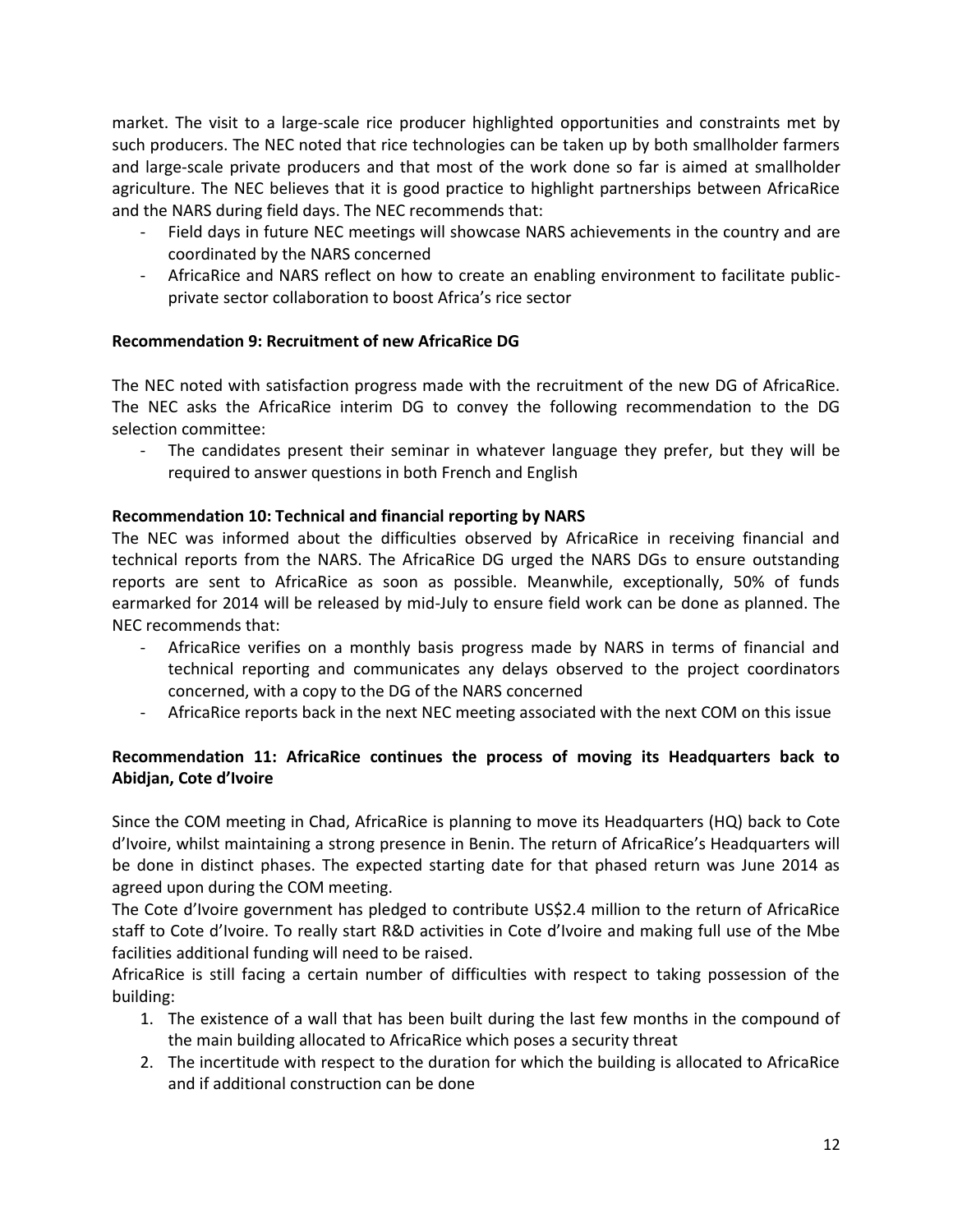market. The visit to a large-scale rice producer highlighted opportunities and constraints met by such producers. The NEC noted that rice technologies can be taken up by both smallholder farmers and large-scale private producers and that most of the work done so far is aimed at smallholder agriculture. The NEC believes that it is good practice to highlight partnerships between AfricaRice and the NARS during field days. The NEC recommends that:

- Field days in future NEC meetings will showcase NARS achievements in the country and are coordinated by the NARS concerned
- AfricaRice and NARS reflect on how to create an enabling environment to facilitate public-private sector collaboration to boost Africa's rice sector

**Recommendation 9: Recruitment of new AfricaRice DG**

The NEC noted with satisfaction progress made with the recruitment of the new DG of AfricaRice. The NEC asks the AfricaRice interim DG to convey the following recommendation to the DG selection committee:

- The candidates present their seminar in whatever language they prefer, but they will be required to answer questions in both French and English

**Recommendation 10: Technical and financial reporting by NARS**

The NEC was informed about the difficulties observed by AfricaRice in receiving financial and technical reports from the NARS. The AfricaRice DG urged the NARS DGs to ensure outstanding reports are sent to AfricaRice as soon as possible. Meanwhile, exceptionally, 50% of funds earmarked for 2014 will be released by mid-July to ensure field work can be done as planned. The NEC recommends that:

- AfricaRice verifies on a monthly basis progress made by NARS in terms of financial and technical reporting and communicates any delays observed to the project coordinators concerned, with a copy to the DG of the NARS concerned
- AfricaRice reports back in the next NEC meeting associated with the next COM on this issue

**Recommendation 11: AfricaRice continues the process of moving its Headquarters back to Abidjan, Cote d'Ivoire**

Since the COM meeting in Chad, AfricaRice is planning to move its Headquarters (HQ) back to Cote d'Ivoire, whilst maintaining a strong presence in Benin. The return of AfricaRice's Headquarters will be done in distinct phases. The expected starting date for that phased return was June 2014 as agreed upon during the COM meeting.

The Cote d'Ivoire government has pledged to contribute US$2.4 million to the return of AfricaRice staff to Cote d'Ivoire. To really start R&D activities in Cote d'Ivoire and making full use of the Mbe facilities additional funding will need to be raised.

AfricaRice is still facing a certain number of difficulties with respect to taking possession of the building:

1. The existence of a wall that has been built during the last few months in the compound of the main building allocated to AfricaRice which poses a security threat
2. The incertitude with respect to the duration for which the building is allocated to AfricaRice and if additional construction can be done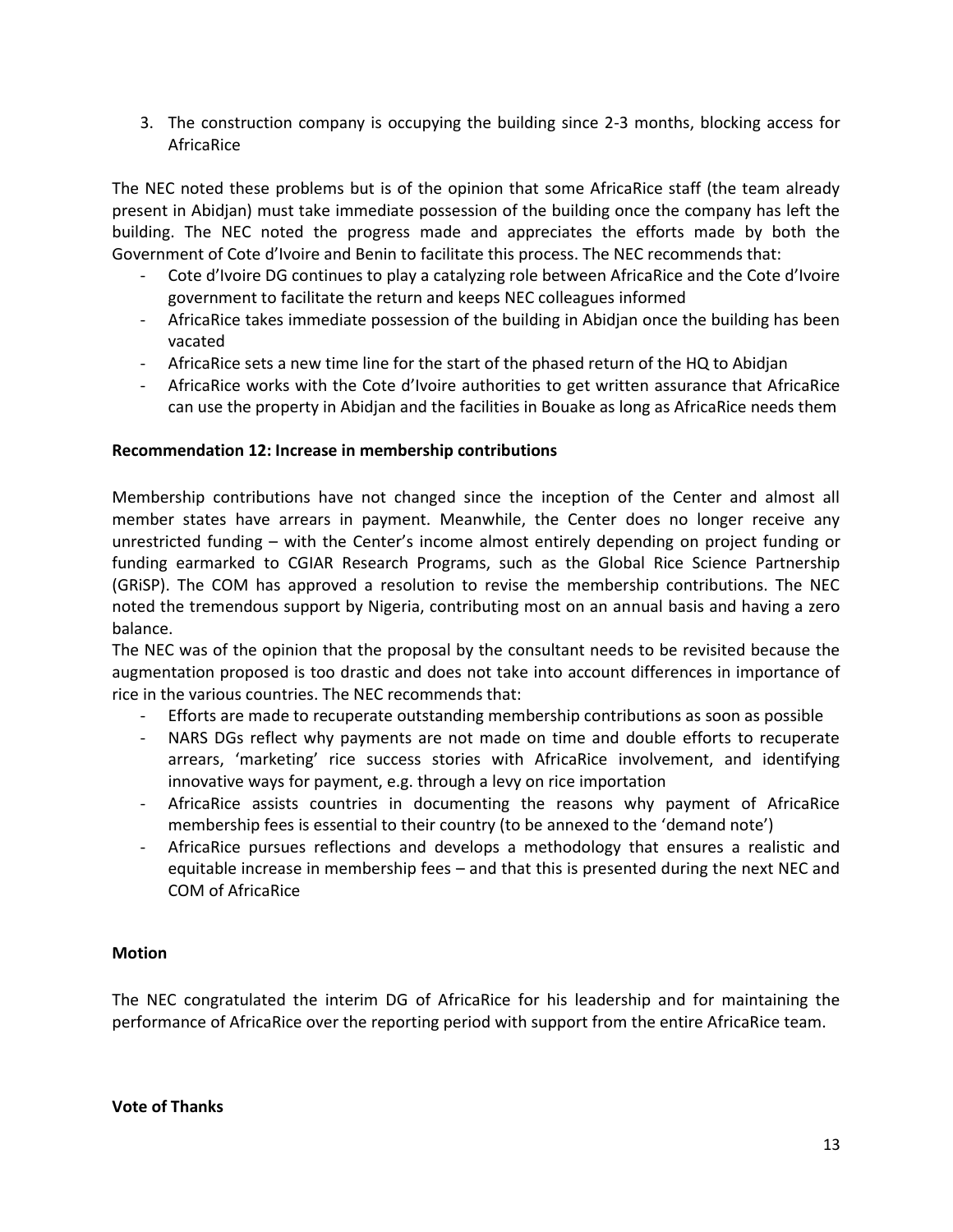3. The construction company is occupying the building since 2-3 months, blocking access for AfricaRice

The NEC noted these problems but is of the opinion that some AfricaRice staff (the team already present in Abidjan) must take immediate possession of the building once the company has left the building. The NEC noted the progress made and appreciates the efforts made by both the Government of Cote d'Ivoire and Benin to facilitate this process. The NEC recommends that:

- Cote d'Ivoire DG continues to play a catalyzing role between AfricaRice and the Cote d'Ivoire government to facilitate the return and keeps NEC colleagues informed
- AfricaRice takes immediate possession of the building in Abidjan once the building has been vacated
- AfricaRice sets a new time line for the start of the phased return of the HQ to Abidjan
- AfricaRice works with the Cote d'Ivoire authorities to get written assurance that AfricaRice can use the property in Abidjan and the facilities in Bouake as long as AfricaRice needs them

**Recommendation 12: Increase in membership contributions**

Membership contributions have not changed since the inception of the Center and almost all member states have arrears in payment. Meanwhile, the Center does no longer receive any unrestricted funding – with the Center's income almost entirely depending on project funding or funding earmarked to CGIAR Research Programs, such as the Global Rice Science Partnership (GRiSP). The COM has approved a resolution to revise the membership contributions. The NEC noted the tremendous support by Nigeria, contributing most on an annual basis and having a zero balance.

The NEC was of the opinion that the proposal by the consultant needs to be revisited because the augmentation proposed is too drastic and does not take into account differences in importance of rice in the various countries. The NEC recommends that:

- Efforts are made to recuperate outstanding membership contributions as soon as possible
- NARS DGs reflect why payments are not made on time and double efforts to recuperate arrears, 'marketing' rice success stories with AfricaRice involvement, and identifying innovative ways for payment, e.g. through a levy on rice importation
- AfricaRice assists countries in documenting the reasons why payment of AfricaRice membership fees is essential to their country (to be annexed to the 'demand note')
- AfricaRice pursues reflections and develops a methodology that ensures a realistic and equitable increase in membership fees – and that this is presented during the next NEC and COM of AfricaRice

**Motion**

The NEC congratulated the interim DG of AfricaRice for his leadership and for maintaining the performance of AfricaRice over the reporting period with support from the entire AfricaRice team.

**Vote of Thanks**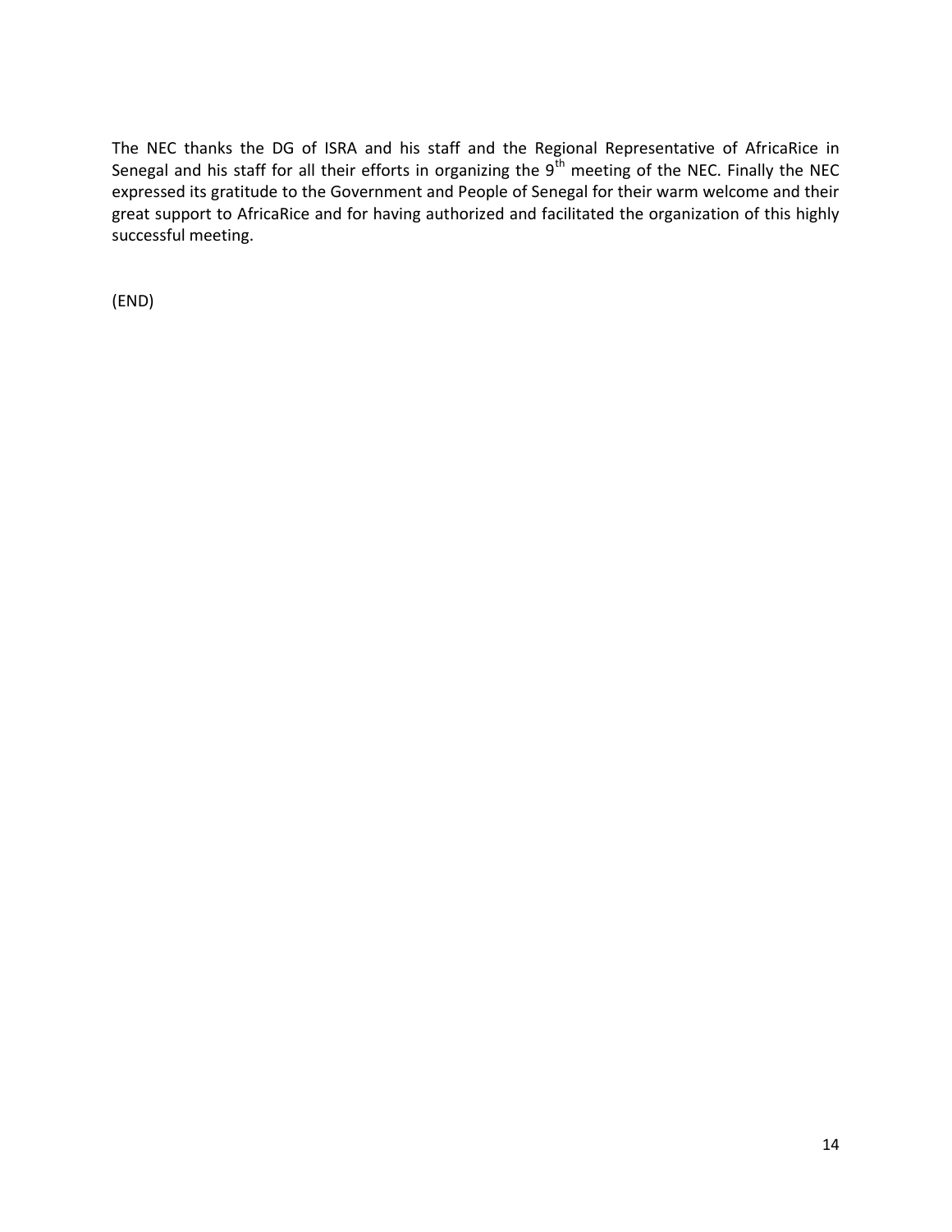The NEC thanks the DG of ISRA and his staff and the Regional Representative of AfricaRice in Senegal and his staff for all their efforts in organizing the 9$^{th}$ meeting of the NEC. Finally the NEC expressed its gratitude to the Government and People of Senegal for their warm welcome and their great support to AfricaRice and for having authorized and facilitated the organization of this highly successful meeting.

(END)